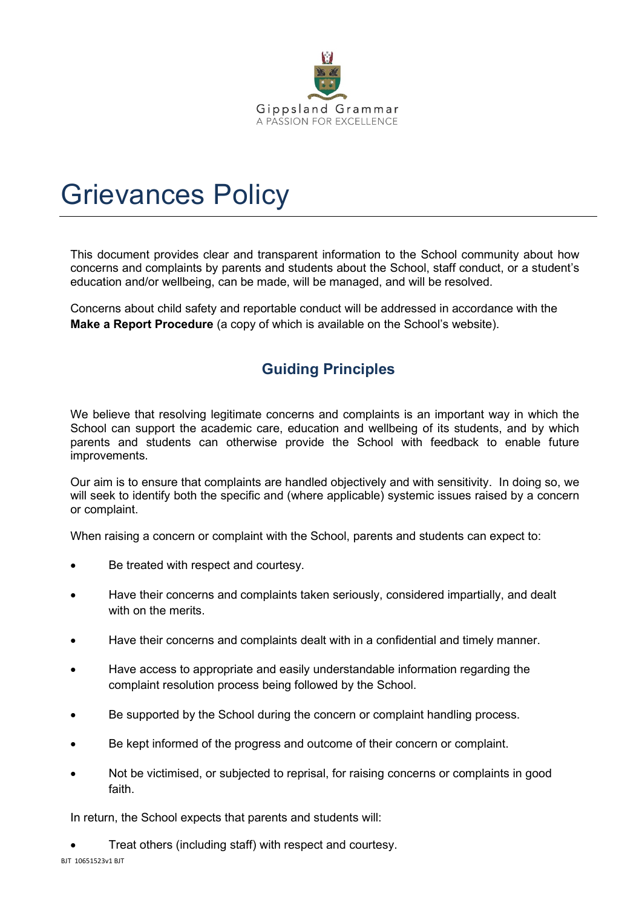Gippsland Grammar
A PASSION FOR EXCELLENCE

# Grievances Policy

This document provides clear and transparent information to the School community about how concerns and complaints by parents and students about the School, staff conduct, or a student's education and/or wellbeing, can be made, will be managed, and will be resolved.

Concerns about child safety and reportable conduct will be addressed in accordance with the **Make a Report Procedure** (a copy of which is available on the School's website).

## Guiding Principles

We believe that resolving legitimate concerns and complaints is an important way in which the School can support the academic care, education and wellbeing of its students, and by which parents and students can otherwise provide the School with feedback to enable future improvements.

Our aim is to ensure that complaints are handled objectively and with sensitivity. In doing so, we will seek to identify both the specific and (where applicable) systemic issues raised by a concern or complaint.

When raising a concern or complaint with the School, parents and students can expect to:

- Be treated with respect and courtesy.
- Have their concerns and complaints taken seriously, considered impartially, and dealt with on the merits.
- Have their concerns and complaints dealt with in a confidential and timely manner.
- Have access to appropriate and easily understandable information regarding the complaint resolution process being followed by the School.
- Be supported by the School during the concern or complaint handling process.
- Be kept informed of the progress and outcome of their concern or complaint.
- Not be victimised, or subjected to reprisal, for raising concerns or complaints in good faith.

In return, the School expects that parents and students will:

- Treat others (including staff) with respect and courtesy.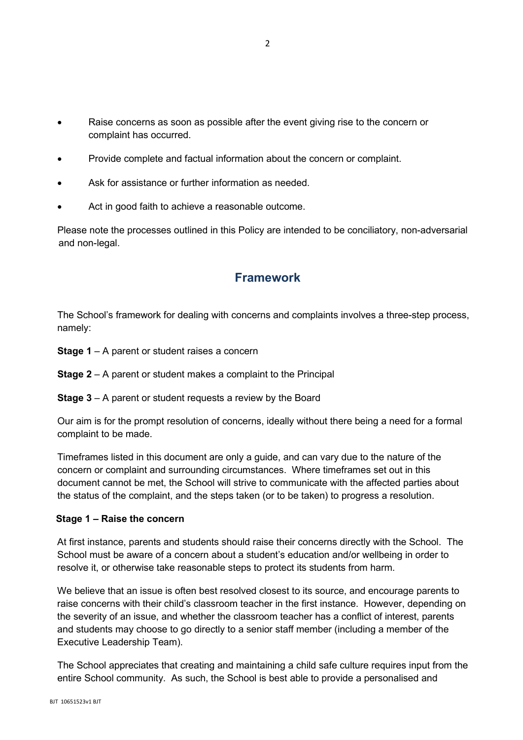- Raise concerns as soon as possible after the event giving rise to the concern or complaint has occurred.
- Provide complete and factual information about the concern or complaint.
- Ask for assistance or further information as needed.
- Act in good faith to achieve a reasonable outcome.

Please note the processes outlined in this Policy are intended to be conciliatory, non-adversarial and non-legal.

## Framework

The School's framework for dealing with concerns and complaints involves a three-step process, namely:

**Stage 1** – A parent or student raises a concern

**Stage 2** – A parent or student makes a complaint to the Principal

**Stage 3** – A parent or student requests a review by the Board

Our aim is for the prompt resolution of concerns, ideally without there being a need for a formal complaint to be made.

Timeframes listed in this document are only a guide, and can vary due to the nature of the concern or complaint and surrounding circumstances. Where timeframes set out in this document cannot be met, the School will strive to communicate with the affected parties about the status of the complaint, and the steps taken (or to be taken) to progress a resolution.

### Stage 1 – Raise the concern

At first instance, parents and students should raise their concerns directly with the School. The School must be aware of a concern about a student's education and/or wellbeing in order to resolve it, or otherwise take reasonable steps to protect its students from harm.

We believe that an issue is often best resolved closest to its source, and encourage parents to raise concerns with their child's classroom teacher in the first instance. However, depending on the severity of an issue, and whether the classroom teacher has a conflict of interest, parents and students may choose to go directly to a senior staff member (including a member of the Executive Leadership Team).

The School appreciates that creating and maintaining a child safe culture requires input from the entire School community. As such, the School is best able to provide a personalised and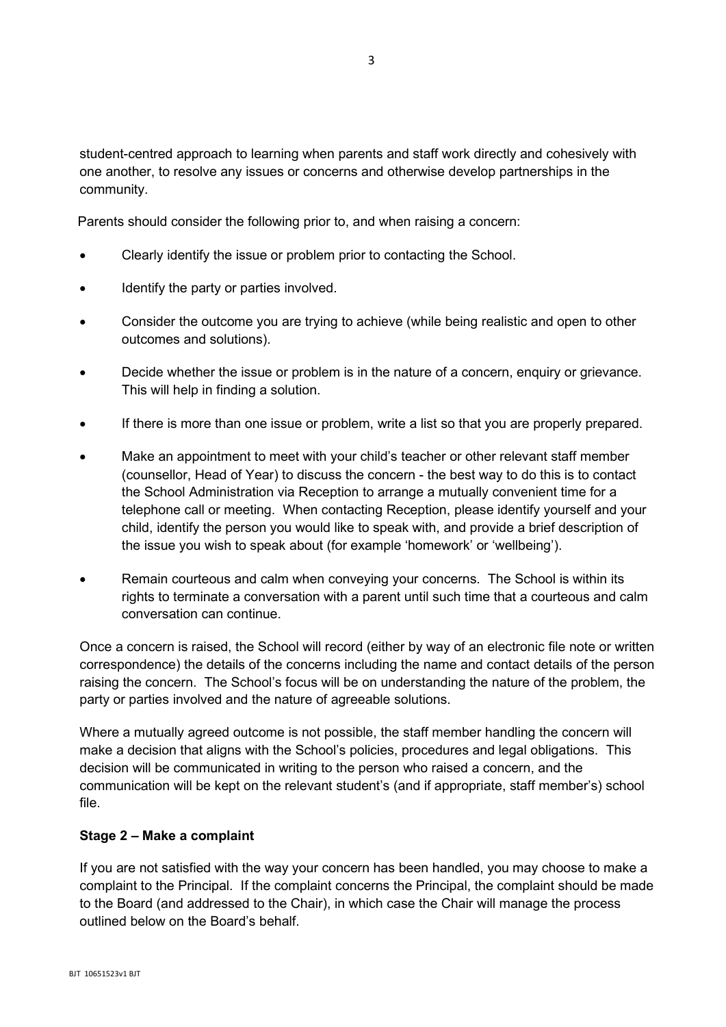student-centred approach to learning when parents and staff work directly and cohesively with one another, to resolve any issues or concerns and otherwise develop partnerships in the community.

Parents should consider the following prior to, and when raising a concern:

- Clearly identify the issue or problem prior to contacting the School.
- Identify the party or parties involved.
- Consider the outcome you are trying to achieve (while being realistic and open to other outcomes and solutions).
- Decide whether the issue or problem is in the nature of a concern, enquiry or grievance. This will help in finding a solution.
- If there is more than one issue or problem, write a list so that you are properly prepared.
- Make an appointment to meet with your child's teacher or other relevant staff member (counsellor, Head of Year) to discuss the concern - the best way to do this is to contact the School Administration via Reception to arrange a mutually convenient time for a telephone call or meeting. When contacting Reception, please identify yourself and your child, identify the person you would like to speak with, and provide a brief description of the issue you wish to speak about (for example 'homework' or 'wellbeing').
- Remain courteous and calm when conveying your concerns. The School is within its rights to terminate a conversation with a parent until such time that a courteous and calm conversation can continue.

Once a concern is raised, the School will record (either by way of an electronic file note or written correspondence) the details of the concerns including the name and contact details of the person raising the concern. The School's focus will be on understanding the nature of the problem, the party or parties involved and the nature of agreeable solutions.

Where a mutually agreed outcome is not possible, the staff member handling the concern will make a decision that aligns with the School's policies, procedures and legal obligations. This decision will be communicated in writing to the person who raised a concern, and the communication will be kept on the relevant student's (and if appropriate, staff member's) school file.

**Stage 2 – Make a complaint**

If you are not satisfied with the way your concern has been handled, you may choose to make a complaint to the Principal. If the complaint concerns the Principal, the complaint should be made to the Board (and addressed to the Chair), in which case the Chair will manage the process outlined below on the Board's behalf.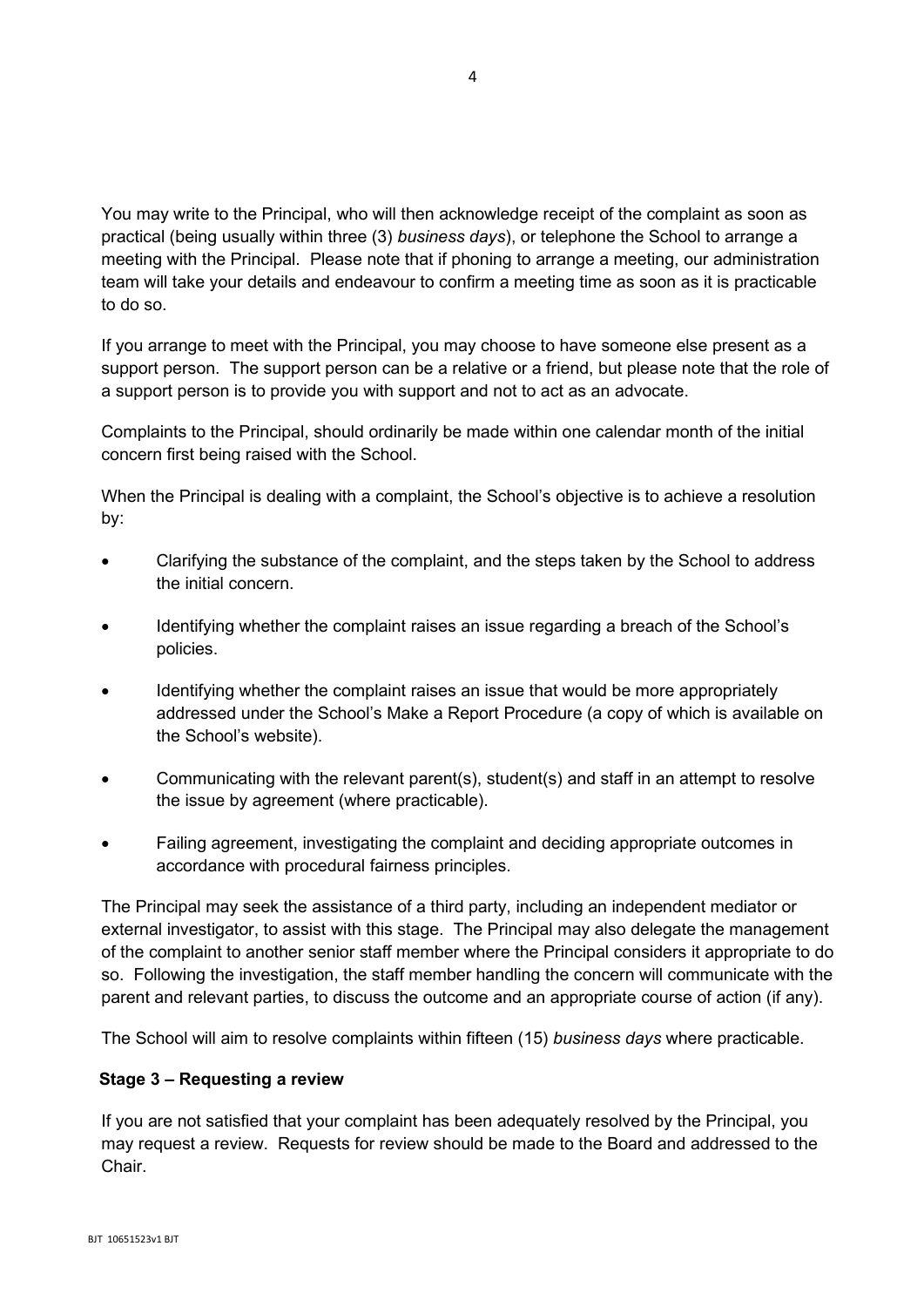You may write to the Principal, who will then acknowledge receipt of the complaint as soon as practical (being usually within three (3) *business days*), or telephone the School to arrange a meeting with the Principal. Please note that if phoning to arrange a meeting, our administration team will take your details and endeavour to confirm a meeting time as soon as it is practicable to do so.

If you arrange to meet with the Principal, you may choose to have someone else present as a support person. The support person can be a relative or a friend, but please note that the role of a support person is to provide you with support and not to act as an advocate.

Complaints to the Principal, should ordinarily be made within one calendar month of the initial concern first being raised with the School.

When the Principal is dealing with a complaint, the School's objective is to achieve a resolution by:

- Clarifying the substance of the complaint, and the steps taken by the School to address the initial concern.
- Identifying whether the complaint raises an issue regarding a breach of the School's policies.
- Identifying whether the complaint raises an issue that would be more appropriately addressed under the School's Make a Report Procedure (a copy of which is available on the School's website).
- Communicating with the relevant parent(s), student(s) and staff in an attempt to resolve the issue by agreement (where practicable).
- Failing agreement, investigating the complaint and deciding appropriate outcomes in accordance with procedural fairness principles.

The Principal may seek the assistance of a third party, including an independent mediator or external investigator, to assist with this stage. The Principal may also delegate the management of the complaint to another senior staff member where the Principal considers it appropriate to do so. Following the investigation, the staff member handling the concern will communicate with the parent and relevant parties, to discuss the outcome and an appropriate course of action (if any).

The School will aim to resolve complaints within fifteen (15) *business days* where practicable.

### Stage 3 – Requesting a review

If you are not satisfied that your complaint has been adequately resolved by the Principal, you may request a review. Requests for review should be made to the Board and addressed to the Chair.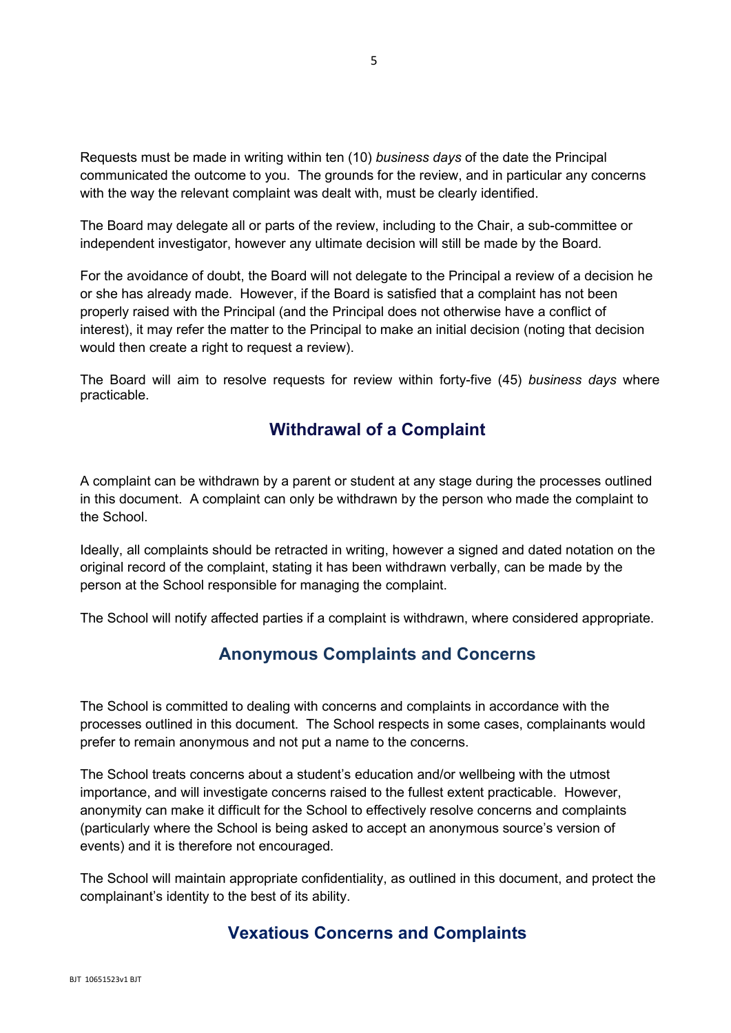Requests must be made in writing within ten (10) *business days* of the date the Principal communicated the outcome to you. The grounds for the review, and in particular any concerns with the way the relevant complaint was dealt with, must be clearly identified.

The Board may delegate all or parts of the review, including to the Chair, a sub-committee or independent investigator, however any ultimate decision will still be made by the Board.

For the avoidance of doubt, the Board will not delegate to the Principal a review of a decision he or she has already made. However, if the Board is satisfied that a complaint has not been properly raised with the Principal (and the Principal does not otherwise have a conflict of interest), it may refer the matter to the Principal to make an initial decision (noting that decision would then create a right to request a review).

The Board will aim to resolve requests for review within forty-five (45) *business days* where practicable.

## Withdrawal of a Complaint

A complaint can be withdrawn by a parent or student at any stage during the processes outlined in this document. A complaint can only be withdrawn by the person who made the complaint to the School.

Ideally, all complaints should be retracted in writing, however a signed and dated notation on the original record of the complaint, stating it has been withdrawn verbally, can be made by the person at the School responsible for managing the complaint.

The School will notify affected parties if a complaint is withdrawn, where considered appropriate.

## Anonymous Complaints and Concerns

The School is committed to dealing with concerns and complaints in accordance with the processes outlined in this document. The School respects in some cases, complainants would prefer to remain anonymous and not put a name to the concerns.

The School treats concerns about a student's education and/or wellbeing with the utmost importance, and will investigate concerns raised to the fullest extent practicable. However, anonymity can make it difficult for the School to effectively resolve concerns and complaints (particularly where the School is being asked to accept an anonymous source's version of events) and it is therefore not encouraged.

The School will maintain appropriate confidentiality, as outlined in this document, and protect the complainant's identity to the best of its ability.

## Vexatious Concerns and Complaints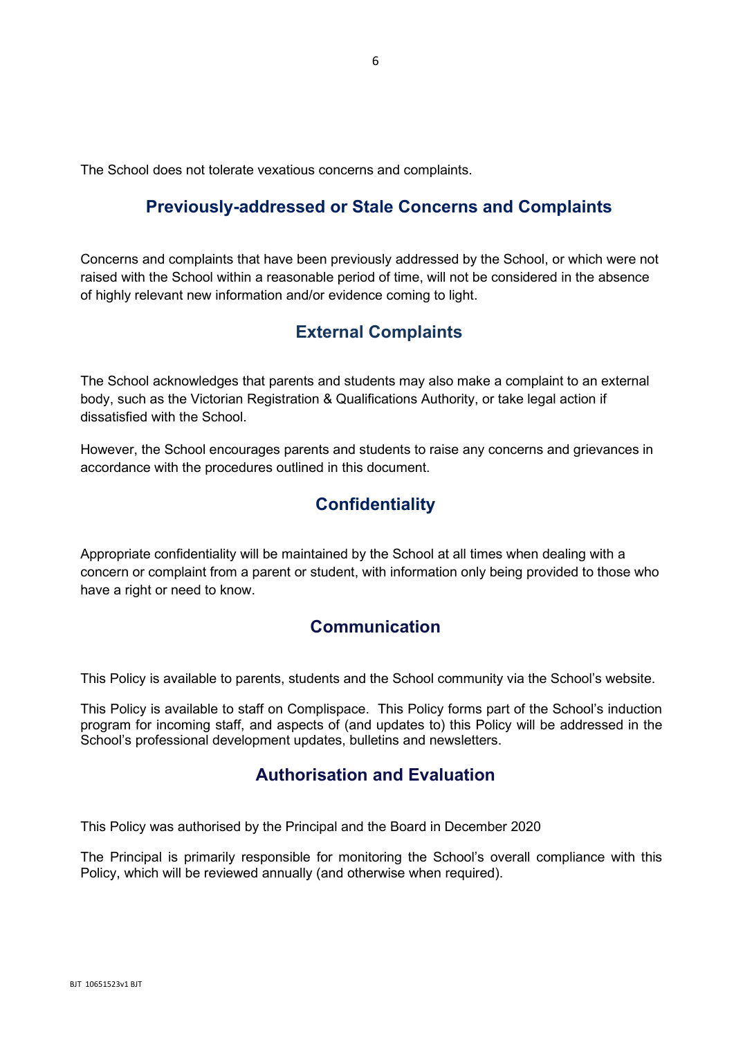The School does not tolerate vexatious concerns and complaints.

## Previously-addressed or Stale Concerns and Complaints

Concerns and complaints that have been previously addressed by the School, or which were not raised with the School within a reasonable period of time, will not be considered in the absence of highly relevant new information and/or evidence coming to light.

## External Complaints

The School acknowledges that parents and students may also make a complaint to an external body, such as the Victorian Registration & Qualifications Authority, or take legal action if dissatisfied with the School.

However, the School encourages parents and students to raise any concerns and grievances in accordance with the procedures outlined in this document.

## Confidentiality

Appropriate confidentiality will be maintained by the School at all times when dealing with a concern or complaint from a parent or student, with information only being provided to those who have a right or need to know.

## Communication

This Policy is available to parents, students and the School community via the School's website.

This Policy is available to staff on Complispace. This Policy forms part of the School's induction program for incoming staff, and aspects of (and updates to) this Policy will be addressed in the School's professional development updates, bulletins and newsletters.

## Authorisation and Evaluation

This Policy was authorised by the Principal and the Board in December 2020

The Principal is primarily responsible for monitoring the School's overall compliance with this Policy, which will be reviewed annually (and otherwise when required).